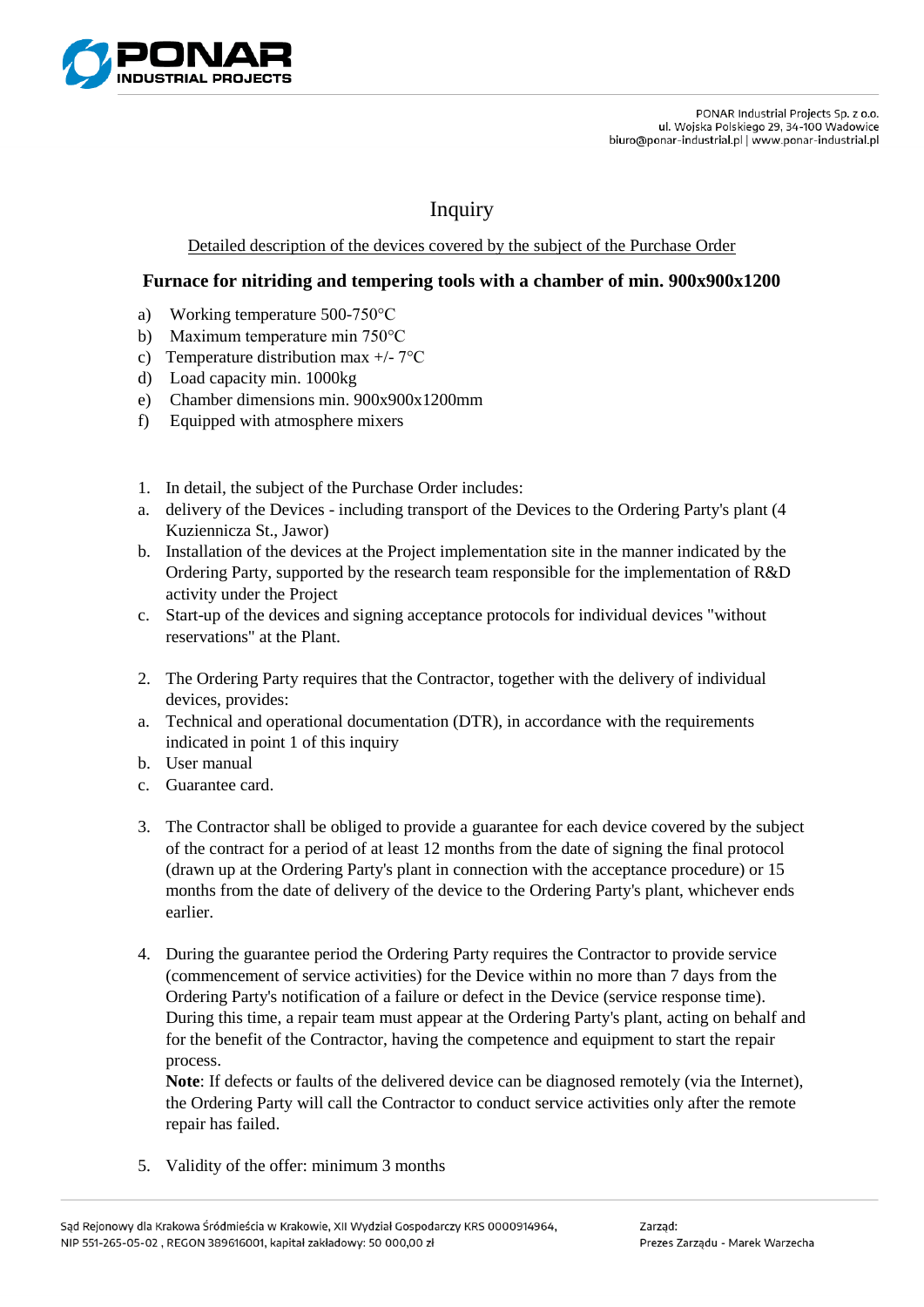PONAR Industrial Projects Sp. z o.o.
ul. Wojska Polskiego 29, 34-100 Wadowice
biuro@ponar-industrial.pl | www.ponar-industrial.pl

# Inquiry

Detailed description of the devices covered by the subject of the Purchase Order

## Furnace for nitriding and tempering tools with a chamber of min. 900x900x1200

a) Working temperature 500-750°C
b) Maximum temperature min 750°C
c) Temperature distribution max +/- 7°C
d) Load capacity min. 1000kg
e) Chamber dimensions min. 900x900x1200mm
f) Equipped with atmosphere mixers

1. In detail, the subject of the Purchase Order includes:

a. delivery of the Devices - including transport of the Devices to the Ordering Party's plant (4 Kuziennicza St., Jawor)
b. Installation of the devices at the Project implementation site in the manner indicated by the Ordering Party, supported by the research team responsible for the implementation of R&D activity under the Project
c. Start-up of the devices and signing acceptance protocols for individual devices "without reservations" at the Plant.

2. The Ordering Party requires that the Contractor, together with the delivery of individual devices, provides:

a. Technical and operational documentation (DTR), in accordance with the requirements indicated in point 1 of this inquiry
b. User manual
c. Guarantee card.

3. The Contractor shall be obliged to provide a guarantee for each device covered by the subject of the contract for a period of at least 12 months from the date of signing the final protocol (drawn up at the Ordering Party's plant in connection with the acceptance procedure) or 15 months from the date of delivery of the device to the Ordering Party's plant, whichever ends earlier.

4. During the guarantee period the Ordering Party requires the Contractor to provide service (commencement of service activities) for the Device within no more than 7 days from the Ordering Party's notification of a failure or defect in the Device (service response time). During this time, a repair team must appear at the Ordering Party's plant, acting on behalf and for the benefit of the Contractor, having the competence and equipment to start the repair process.
**Note**: If defects or faults of the delivered device can be diagnosed remotely (via the Internet), the Ordering Party will call the Contractor to conduct service activities only after the remote repair has failed.

5. Validity of the offer: minimum 3 months

Sąd Rejonowy dla Krakowa Śródmieścia w Krakowie, XII Wydział Gospodarczy KRS 0000914964, NIP 551-265-05-02 , REGON 389616001, kapitał zakładowy: 50 000,00 zł

Zarząd:
Prezes Zarządu - Marek Warzecha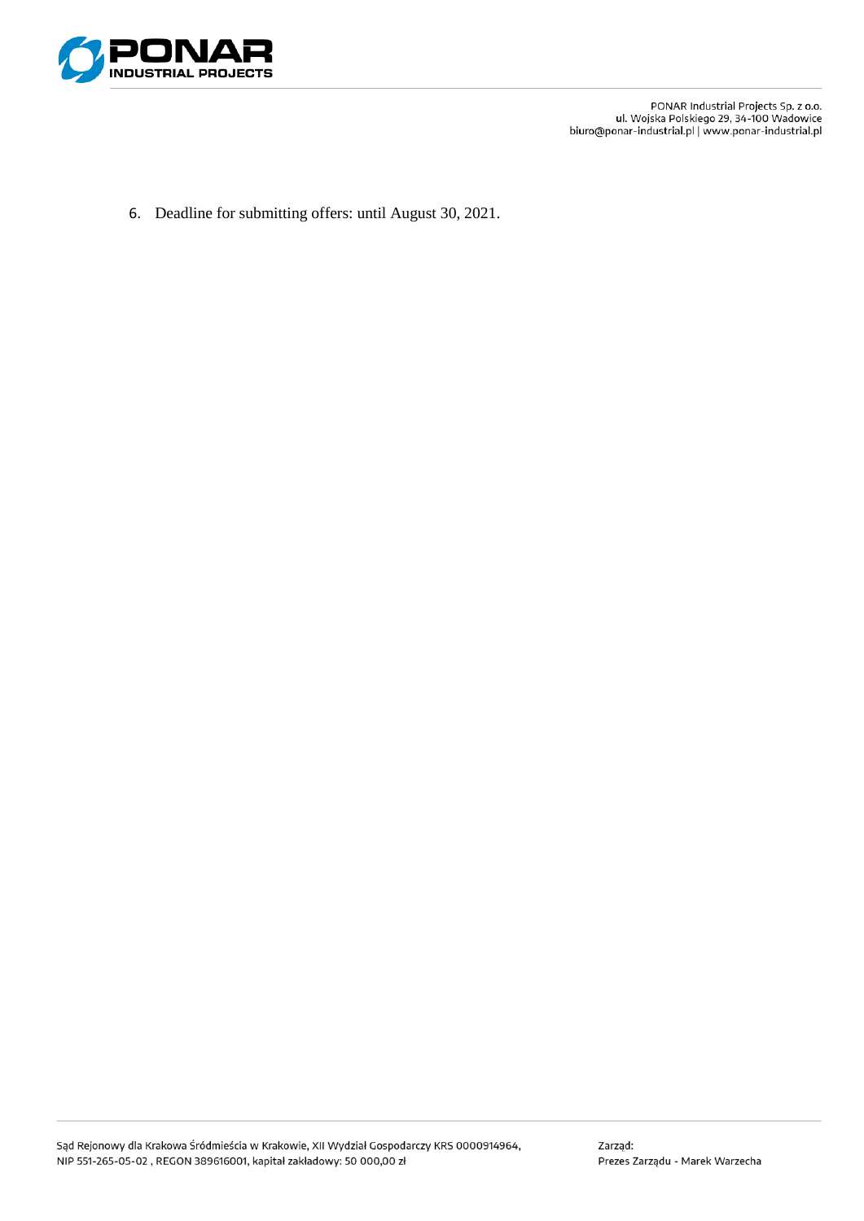6. Deadline for submitting offers: until August 30, 2021.